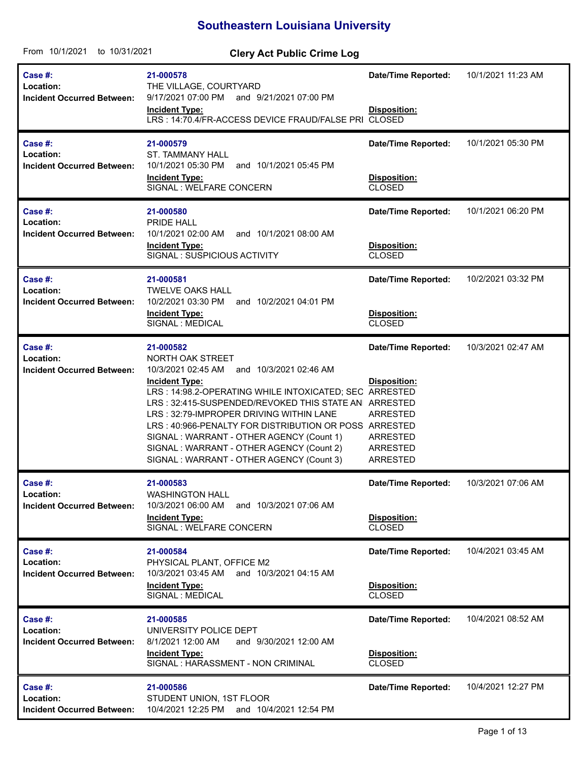# Southeastern Louisiana University

From 10/1/2021 to 10/31/2021

## Clery Act Public Crime Log

| | | | |
|---|---|---|---|
| **Case #:** | **21-000578** | **Date/Time Reported:** | 10/1/2021 11:23 AM |
| **Location:** | THE VILLAGE, COURTYARD | | |
| **Incident Occurred Between:** | 9/17/2021 07:00 PM and 9/21/2021 07:00 PM | | |
| | **Incident Type:** | **Disposition:** | |
| | LRS : 14:70.4/FR-ACCESS DEVICE FRAUD/FALSE PRI | CLOSED | |

| | | | |
|---|---|---|---|
| **Case #:** | **21-000579** | **Date/Time Reported:** | 10/1/2021 05:30 PM |
| **Location:** | ST. TAMMANY HALL | | |
| **Incident Occurred Between:** | 10/1/2021 05:30 PM and 10/1/2021 05:45 PM | | |
| | **Incident Type:** | **Disposition:** | |
| | SIGNAL : WELFARE CONCERN | CLOSED | |

| | | | |
|---|---|---|---|
| **Case #:** | **21-000580** | **Date/Time Reported:** | 10/1/2021 06:20 PM |
| **Location:** | PRIDE HALL | | |
| **Incident Occurred Between:** | 10/1/2021 02:00 AM and 10/1/2021 08:00 AM | | |
| | **Incident Type:** | **Disposition:** | |
| | SIGNAL : SUSPICIOUS ACTIVITY | CLOSED | |

| | | | |
|---|---|---|---|
| **Case #:** | **21-000581** | **Date/Time Reported:** | 10/2/2021 03:32 PM |
| **Location:** | TWELVE OAKS HALL | | |
| **Incident Occurred Between:** | 10/2/2021 03:30 PM and 10/2/2021 04:01 PM | | |
| | **Incident Type:** | **Disposition:** | |
| | SIGNAL : MEDICAL | CLOSED | |

| | | | |
|---|---|---|---|
| **Case #:** | **21-000582** | **Date/Time Reported:** | 10/3/2021 02:47 AM |
| **Location:** | NORTH OAK STREET | | |
| **Incident Occurred Between:** | 10/3/2021 02:45 AM and 10/3/2021 02:46 AM | | |
| | **Incident Type:** | **Disposition:** | |
| | LRS : 14:98.2-OPERATING WHILE INTOXICATED; SEC | ARRESTED | |
| | LRS : 32:415-SUSPENDED/REVOKED THIS STATE AN | ARRESTED | |
| | LRS : 32:79-IMPROPER DRIVING WITHIN LANE | ARRESTED | |
| | LRS : 40:966-PENALTY FOR DISTRIBUTION OR POSS | ARRESTED | |
| | SIGNAL : WARRANT - OTHER AGENCY (Count 1) | ARRESTED | |
| | SIGNAL : WARRANT - OTHER AGENCY (Count 2) | ARRESTED | |
| | SIGNAL : WARRANT - OTHER AGENCY (Count 3) | ARRESTED | |

| | | | |
|---|---|---|---|
| **Case #:** | **21-000583** | **Date/Time Reported:** | 10/3/2021 07:06 AM |
| **Location:** | WASHINGTON HALL | | |
| **Incident Occurred Between:** | 10/3/2021 06:00 AM and 10/3/2021 07:06 AM | | |
| | **Incident Type:** | **Disposition:** | |
| | SIGNAL : WELFARE CONCERN | CLOSED | |

| | | | |
|---|---|---|---|
| **Case #:** | **21-000584** | **Date/Time Reported:** | 10/4/2021 03:45 AM |
| **Location:** | PHYSICAL PLANT, OFFICE M2 | | |
| **Incident Occurred Between:** | 10/3/2021 03:45 AM and 10/3/2021 04:15 AM | | |
| | **Incident Type:** | **Disposition:** | |
| | SIGNAL : MEDICAL | CLOSED | |

| | | | |
|---|---|---|---|
| **Case #:** | **21-000585** | **Date/Time Reported:** | 10/4/2021 08:52 AM |
| **Location:** | UNIVERSITY POLICE DEPT | | |
| **Incident Occurred Between:** | 8/1/2021 12:00 AM and 9/30/2021 12:00 AM | | |
| | **Incident Type:** | **Disposition:** | |
| | SIGNAL : HARASSMENT - NON CRIMINAL | CLOSED | |

| | | | |
|---|---|---|---|
| **Case #:** | **21-000586** | **Date/Time Reported:** | 10/4/2021 12:27 PM |
| **Location:** | STUDENT UNION, 1ST FLOOR | | |
| **Incident Occurred Between:** | 10/4/2021 12:25 PM and 10/4/2021 12:54 PM | | |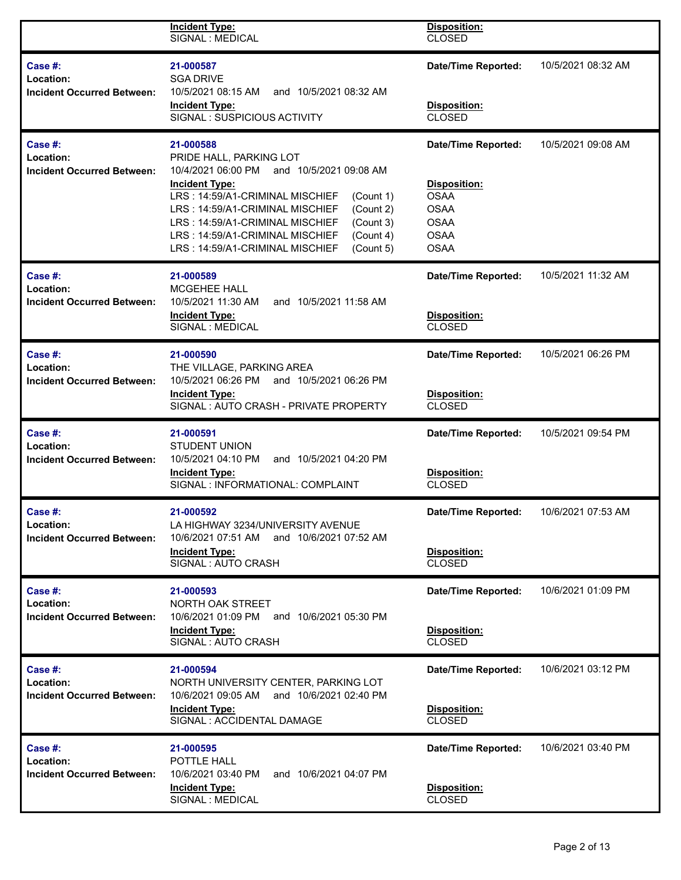| | | | |
|---|---|---|---|
| | **Incident Type:** SIGNAL : MEDICAL | **Disposition:** CLOSED | |
| **Case #:** | 21-000587 | **Date/Time Reported:** | 10/5/2021 08:32 AM |
| **Location:** | SGA DRIVE | | |
| **Incident Occurred Between:** | 10/5/2021 08:15 AM and 10/5/2021 08:32 AM | | |
| | **Incident Type:** SIGNAL : SUSPICIOUS ACTIVITY | **Disposition:** CLOSED | |
| **Case #:** | 21-000588 | **Date/Time Reported:** | 10/5/2021 09:08 AM |
| **Location:** | PRIDE HALL, PARKING LOT | | |
| **Incident Occurred Between:** | 10/4/2021 06:00 PM and 10/5/2021 09:08 AM | | |
| | **Incident Type:** LRS : 14:59/A1-CRIMINAL MISCHIEF (Count 1) | **Disposition:** OSAA | |
| | LRS : 14:59/A1-CRIMINAL MISCHIEF (Count 2) | OSAA | |
| | LRS : 14:59/A1-CRIMINAL MISCHIEF (Count 3) | OSAA | |
| | LRS : 14:59/A1-CRIMINAL MISCHIEF (Count 4) | OSAA | |
| | LRS : 14:59/A1-CRIMINAL MISCHIEF (Count 5) | OSAA | |
| **Case #:** | 21-000589 | **Date/Time Reported:** | 10/5/2021 11:32 AM |
| **Location:** | MCGEHEE HALL | | |
| **Incident Occurred Between:** | 10/5/2021 11:30 AM and 10/5/2021 11:58 AM | | |
| | **Incident Type:** SIGNAL : MEDICAL | **Disposition:** CLOSED | |
| **Case #:** | 21-000590 | **Date/Time Reported:** | 10/5/2021 06:26 PM |
| **Location:** | THE VILLAGE, PARKING AREA | | |
| **Incident Occurred Between:** | 10/5/2021 06:26 PM and 10/5/2021 06:26 PM | | |
| | **Incident Type:** SIGNAL : AUTO CRASH - PRIVATE PROPERTY | **Disposition:** CLOSED | |
| **Case #:** | 21-000591 | **Date/Time Reported:** | 10/5/2021 09:54 PM |
| **Location:** | STUDENT UNION | | |
| **Incident Occurred Between:** | 10/5/2021 04:10 PM and 10/5/2021 04:20 PM | | |
| | **Incident Type:** SIGNAL : INFORMATIONAL: COMPLAINT | **Disposition:** CLOSED | |
| **Case #:** | 21-000592 | **Date/Time Reported:** | 10/6/2021 07:53 AM |
| **Location:** | LA HIGHWAY 3234/UNIVERSITY AVENUE | | |
| **Incident Occurred Between:** | 10/6/2021 07:51 AM and 10/6/2021 07:52 AM | | |
| | **Incident Type:** SIGNAL : AUTO CRASH | **Disposition:** CLOSED | |
| **Case #:** | 21-000593 | **Date/Time Reported:** | 10/6/2021 01:09 PM |
| **Location:** | NORTH OAK STREET | | |
| **Incident Occurred Between:** | 10/6/2021 01:09 PM and 10/6/2021 05:30 PM | | |
| | **Incident Type:** SIGNAL : AUTO CRASH | **Disposition:** CLOSED | |
| **Case #:** | 21-000594 | **Date/Time Reported:** | 10/6/2021 03:12 PM |
| **Location:** | NORTH UNIVERSITY CENTER, PARKING LOT | | |
| **Incident Occurred Between:** | 10/6/2021 09:05 AM and 10/6/2021 02:40 PM | | |
| | **Incident Type:** SIGNAL : ACCIDENTAL DAMAGE | **Disposition:** CLOSED | |
| **Case #:** | 21-000595 | **Date/Time Reported:** | 10/6/2021 03:40 PM |
| **Location:** | POTTLE HALL | | |
| **Incident Occurred Between:** | 10/6/2021 03:40 PM and 10/6/2021 04:07 PM | | |
| | **Incident Type:** SIGNAL : MEDICAL | **Disposition:** CLOSED | |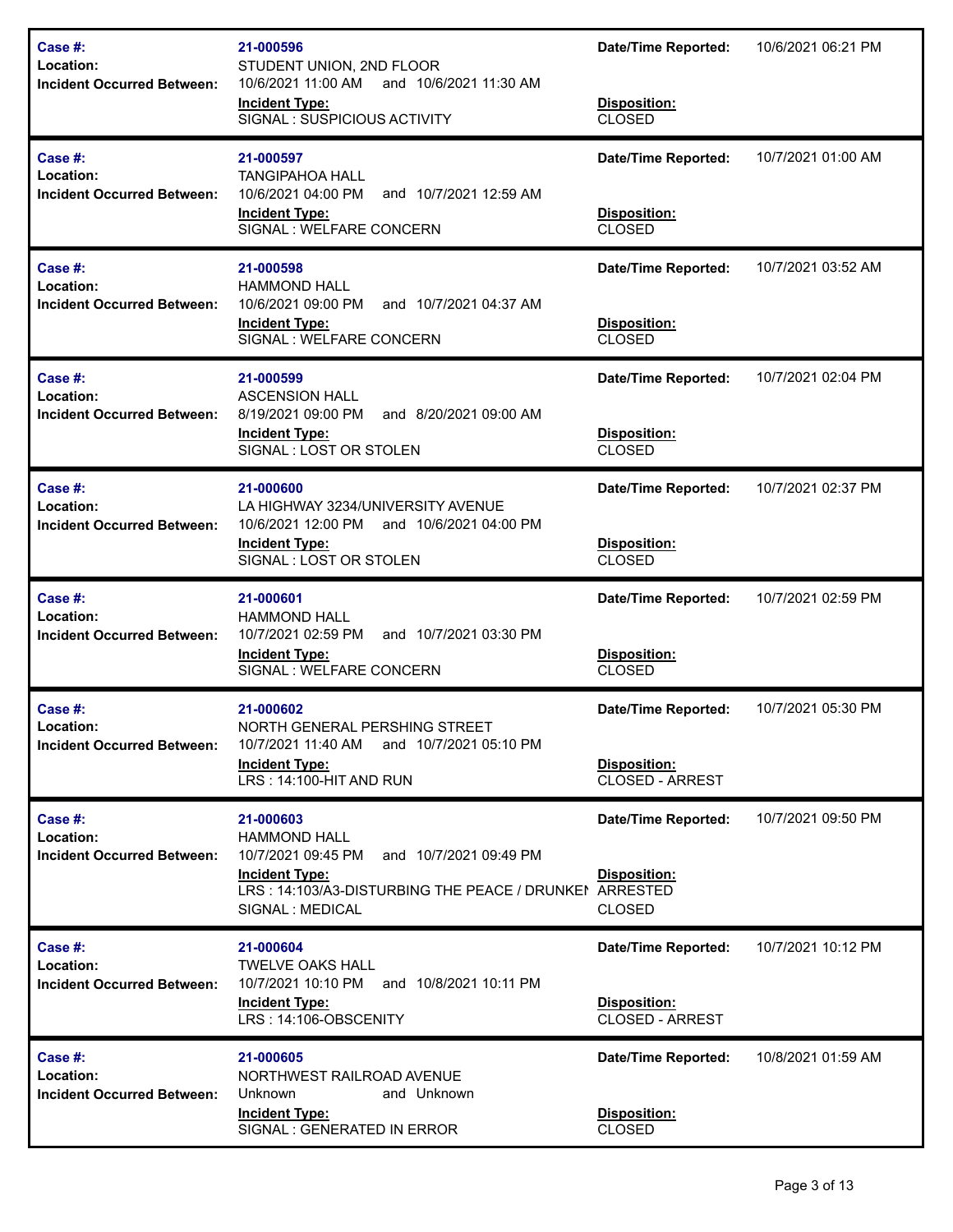| Case # | Location | Incident Occurred Between | Incident Type | Date/Time Reported | Disposition |
| --- | --- | --- | --- | --- | --- |
| 21-000596 | STUDENT UNION, 2ND FLOOR | 10/6/2021 11:00 AM and 10/6/2021 11:30 AM | SIGNAL : SUSPICIOUS ACTIVITY | 10/6/2021 06:21 PM | CLOSED |
| 21-000597 | TANGIPAHOA HALL | 10/6/2021 04:00 PM and 10/7/2021 12:59 AM | SIGNAL : WELFARE CONCERN | 10/7/2021 01:00 AM | CLOSED |
| 21-000598 | HAMMOND HALL | 10/6/2021 09:00 PM and 10/7/2021 04:37 AM | SIGNAL : WELFARE CONCERN | 10/7/2021 03:52 AM | CLOSED |
| 21-000599 | ASCENSION HALL | 8/19/2021 09:00 PM and 8/20/2021 09:00 AM | SIGNAL : LOST OR STOLEN | 10/7/2021 02:04 PM | CLOSED |
| 21-000600 | LA HIGHWAY 3234/UNIVERSITY AVENUE | 10/6/2021 12:00 PM and 10/6/2021 04:00 PM | SIGNAL : LOST OR STOLEN | 10/7/2021 02:37 PM | CLOSED |
| 21-000601 | HAMMOND HALL | 10/7/2021 02:59 PM and 10/7/2021 03:30 PM | SIGNAL : WELFARE CONCERN | 10/7/2021 02:59 PM | CLOSED |
| 21-000602 | NORTH GENERAL PERSHING STREET | 10/7/2021 11:40 AM and 10/7/2021 05:10 PM | LRS : 14:100-HIT AND RUN | 10/7/2021 05:30 PM | CLOSED - ARREST |
| 21-000603 | HAMMOND HALL | 10/7/2021 09:45 PM and 10/7/2021 09:49 PM | LRS : 14:103/A3-DISTURBING THE PEACE / DRUNKEN<br>SIGNAL : MEDICAL | 10/7/2021 09:50 PM | ARRESTED<br>CLOSED |
| 21-000604 | TWELVE OAKS HALL | 10/7/2021 10:10 PM and 10/8/2021 10:11 PM | LRS : 14:106-OBSCENITY | 10/7/2021 10:12 PM | CLOSED - ARREST |
| 21-000605 | NORTHWEST RAILROAD AVENUE | Unknown and Unknown | SIGNAL : GENERATED IN ERROR | 10/8/2021 01:59 AM | CLOSED |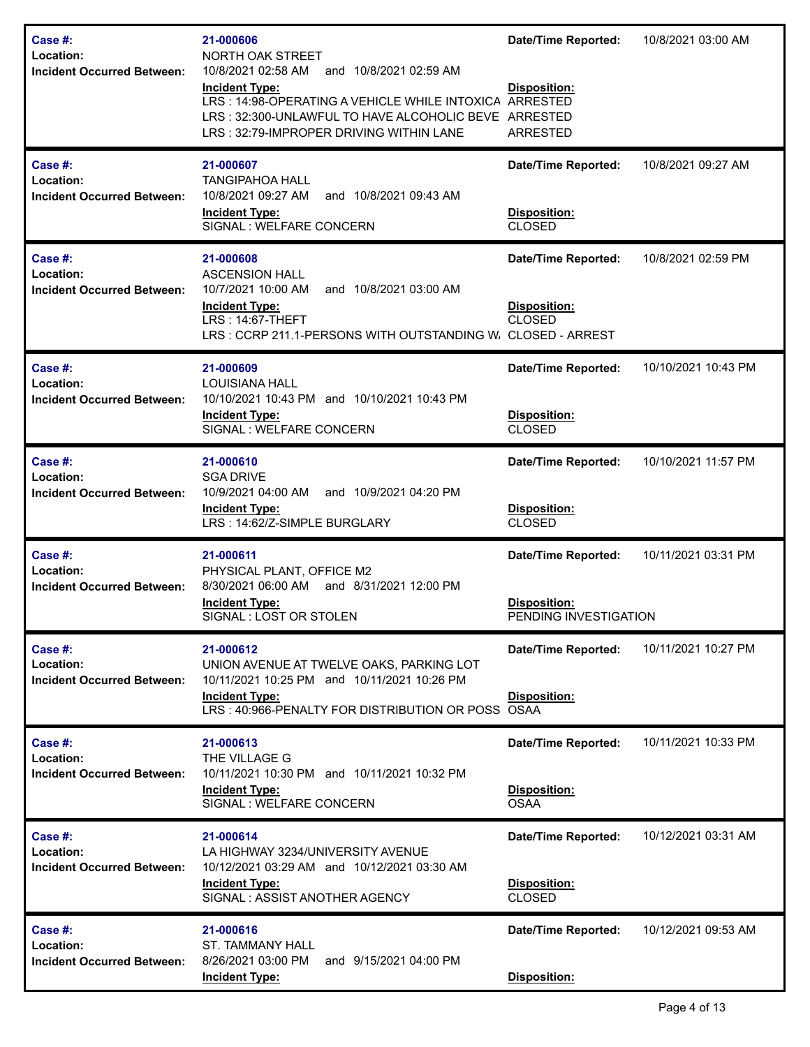| | | | |
|---|---|---|---|
| **Case #:** | **21-000606** | **Date/Time Reported:** | 10/8/2021 03:00 AM |
| **Location:** | NORTH OAK STREET | | |
| **Incident Occurred Between:** | 10/8/2021 02:58 AM and 10/8/2021 02:59 AM | | |
| | **Incident Type:** | **Disposition:** | |
| | LRS : 14:98-OPERATING A VEHICLE WHILE INTOXICA | ARRESTED | |
| | LRS : 32:300-UNLAWFUL TO HAVE ALCOHOLIC BEVE | ARRESTED | |
| | LRS : 32:79-IMPROPER DRIVING WITHIN LANE | ARRESTED | |

| | | | |
|---|---|---|---|
| **Case #:** | **21-000607** | **Date/Time Reported:** | 10/8/2021 09:27 AM |
| **Location:** | TANGIPAHOA HALL | | |
| **Incident Occurred Between:** | 10/8/2021 09:27 AM and 10/8/2021 09:43 AM | | |
| | **Incident Type:** | **Disposition:** | |
| | SIGNAL : WELFARE CONCERN | CLOSED | |

| | | | |
|---|---|---|---|
| **Case #:** | **21-000608** | **Date/Time Reported:** | 10/8/2021 02:59 PM |
| **Location:** | ASCENSION HALL | | |
| **Incident Occurred Between:** | 10/7/2021 10:00 AM and 10/8/2021 03:00 AM | | |
| | **Incident Type:** | **Disposition:** | |
| | LRS : 14:67-THEFT | CLOSED | |
| | LRS : CCRP 211.1-PERSONS WITH OUTSTANDING W | CLOSED - ARREST | |

| | | | |
|---|---|---|---|
| **Case #:** | **21-000609** | **Date/Time Reported:** | 10/10/2021 10:43 PM |
| **Location:** | LOUISIANA HALL | | |
| **Incident Occurred Between:** | 10/10/2021 10:43 PM and 10/10/2021 10:43 PM | | |
| | **Incident Type:** | **Disposition:** | |
| | SIGNAL : WELFARE CONCERN | CLOSED | |

| | | | |
|---|---|---|---|
| **Case #:** | **21-000610** | **Date/Time Reported:** | 10/10/2021 11:57 PM |
| **Location:** | SGA DRIVE | | |
| **Incident Occurred Between:** | 10/9/2021 04:00 AM and 10/9/2021 04:20 PM | | |
| | **Incident Type:** | **Disposition:** | |
| | LRS : 14:62/Z-SIMPLE BURGLARY | CLOSED | |

| | | | |
|---|---|---|---|
| **Case #:** | **21-000611** | **Date/Time Reported:** | 10/11/2021 03:31 PM |
| **Location:** | PHYSICAL PLANT, OFFICE M2 | | |
| **Incident Occurred Between:** | 8/30/2021 06:00 AM and 8/31/2021 12:00 PM | | |
| | **Incident Type:** | **Disposition:** | |
| | SIGNAL : LOST OR STOLEN | PENDING INVESTIGATION | |

| | | | |
|---|---|---|---|
| **Case #:** | **21-000612** | **Date/Time Reported:** | 10/11/2021 10:27 PM |
| **Location:** | UNION AVENUE AT TWELVE OAKS, PARKING LOT | | |
| **Incident Occurred Between:** | 10/11/2021 10:25 PM and 10/11/2021 10:26 PM | | |
| | **Incident Type:** | **Disposition:** | |
| | LRS : 40:966-PENALTY FOR DISTRIBUTION OR POSS | OSAA | |

| | | | |
|---|---|---|---|
| **Case #:** | **21-000613** | **Date/Time Reported:** | 10/11/2021 10:33 PM |
| **Location:** | THE VILLAGE G | | |
| **Incident Occurred Between:** | 10/11/2021 10:30 PM and 10/11/2021 10:32 PM | | |
| | **Incident Type:** | **Disposition:** | |
| | SIGNAL : WELFARE CONCERN | OSAA | |

| | | | |
|---|---|---|---|
| **Case #:** | **21-000614** | **Date/Time Reported:** | 10/12/2021 03:31 AM |
| **Location:** | LA HIGHWAY 3234/UNIVERSITY AVENUE | | |
| **Incident Occurred Between:** | 10/12/2021 03:29 AM and 10/12/2021 03:30 AM | | |
| | **Incident Type:** | **Disposition:** | |
| | SIGNAL : ASSIST ANOTHER AGENCY | CLOSED | |

| | | | |
|---|---|---|---|
| **Case #:** | **21-000616** | **Date/Time Reported:** | 10/12/2021 09:53 AM |
| **Location:** | ST. TAMMANY HALL | | |
| **Incident Occurred Between:** | 8/26/2021 03:00 PM and 9/15/2021 04:00 PM | | |
| | **Incident Type:** | **Disposition:** | |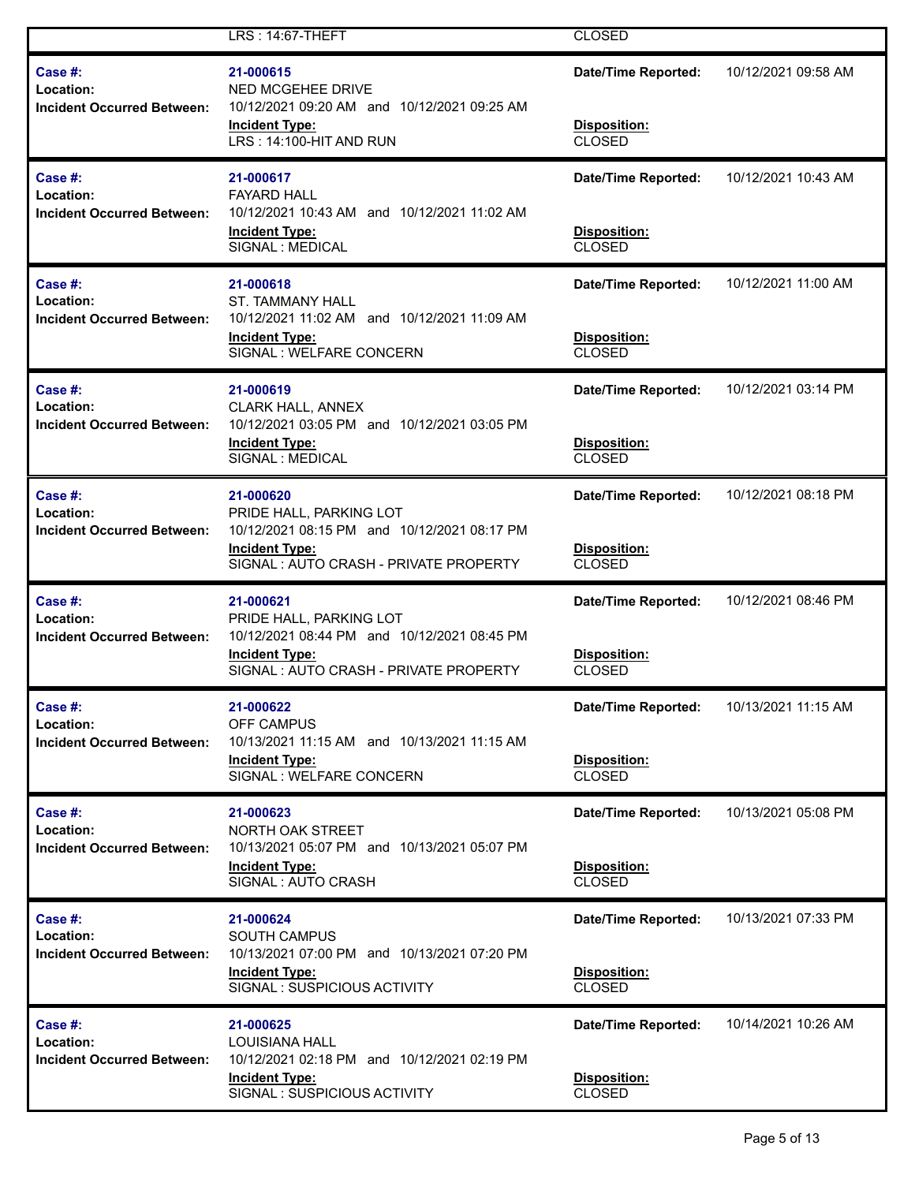| | | | |
|---|---|---|---|
| | LRS : 14:67-THEFT | CLOSED | |

| | | | |
|---|---|---|---|
| **Case #:** | **21-000615** | **Date/Time Reported:** | 10/12/2021 09:58 AM |
| **Location:** | NED MCGEHEE DRIVE | | |
| **Incident Occurred Between:** | 10/12/2021 09:20 AM and 10/12/2021 09:25 AM | | |
| | **Incident Type:** | **Disposition:** | |
| | LRS : 14:100-HIT AND RUN | CLOSED | |

| | | | |
|---|---|---|---|
| **Case #:** | **21-000617** | **Date/Time Reported:** | 10/12/2021 10:43 AM |
| **Location:** | FAYARD HALL | | |
| **Incident Occurred Between:** | 10/12/2021 10:43 AM and 10/12/2021 11:02 AM | | |
| | **Incident Type:** | **Disposition:** | |
| | SIGNAL : MEDICAL | CLOSED | |

| | | | |
|---|---|---|---|
| **Case #:** | **21-000618** | **Date/Time Reported:** | 10/12/2021 11:00 AM |
| **Location:** | ST. TAMMANY HALL | | |
| **Incident Occurred Between:** | 10/12/2021 11:02 AM and 10/12/2021 11:09 AM | | |
| | **Incident Type:** | **Disposition:** | |
| | SIGNAL : WELFARE CONCERN | CLOSED | |

| | | | |
|---|---|---|---|
| **Case #:** | **21-000619** | **Date/Time Reported:** | 10/12/2021 03:14 PM |
| **Location:** | CLARK HALL, ANNEX | | |
| **Incident Occurred Between:** | 10/12/2021 03:05 PM and 10/12/2021 03:05 PM | | |
| | **Incident Type:** | **Disposition:** | |
| | SIGNAL : MEDICAL | CLOSED | |

| | | | |
|---|---|---|---|
| **Case #:** | **21-000620** | **Date/Time Reported:** | 10/12/2021 08:18 PM |
| **Location:** | PRIDE HALL, PARKING LOT | | |
| **Incident Occurred Between:** | 10/12/2021 08:15 PM and 10/12/2021 08:17 PM | | |
| | **Incident Type:** | **Disposition:** | |
| | SIGNAL : AUTO CRASH - PRIVATE PROPERTY | CLOSED | |

| | | | |
|---|---|---|---|
| **Case #:** | **21-000621** | **Date/Time Reported:** | 10/12/2021 08:46 PM |
| **Location:** | PRIDE HALL, PARKING LOT | | |
| **Incident Occurred Between:** | 10/12/2021 08:44 PM and 10/12/2021 08:45 PM | | |
| | **Incident Type:** | **Disposition:** | |
| | SIGNAL : AUTO CRASH - PRIVATE PROPERTY | CLOSED | |

| | | | |
|---|---|---|---|
| **Case #:** | **21-000622** | **Date/Time Reported:** | 10/13/2021 11:15 AM |
| **Location:** | OFF CAMPUS | | |
| **Incident Occurred Between:** | 10/13/2021 11:15 AM and 10/13/2021 11:15 AM | | |
| | **Incident Type:** | **Disposition:** | |
| | SIGNAL : WELFARE CONCERN | CLOSED | |

| | | | |
|---|---|---|---|
| **Case #:** | **21-000623** | **Date/Time Reported:** | 10/13/2021 05:08 PM |
| **Location:** | NORTH OAK STREET | | |
| **Incident Occurred Between:** | 10/13/2021 05:07 PM and 10/13/2021 05:07 PM | | |
| | **Incident Type:** | **Disposition:** | |
| | SIGNAL : AUTO CRASH | CLOSED | |

| | | | |
|---|---|---|---|
| **Case #:** | **21-000624** | **Date/Time Reported:** | 10/13/2021 07:33 PM |
| **Location:** | SOUTH CAMPUS | | |
| **Incident Occurred Between:** | 10/13/2021 07:00 PM and 10/13/2021 07:20 PM | | |
| | **Incident Type:** | **Disposition:** | |
| | SIGNAL : SUSPICIOUS ACTIVITY | CLOSED | |

| | | | |
|---|---|---|---|
| **Case #:** | **21-000625** | **Date/Time Reported:** | 10/14/2021 10:26 AM |
| **Location:** | LOUISIANA HALL | | |
| **Incident Occurred Between:** | 10/12/2021 02:18 PM and 10/12/2021 02:19 PM | | |
| | **Incident Type:** | **Disposition:** | |
| | SIGNAL : SUSPICIOUS ACTIVITY | CLOSED | |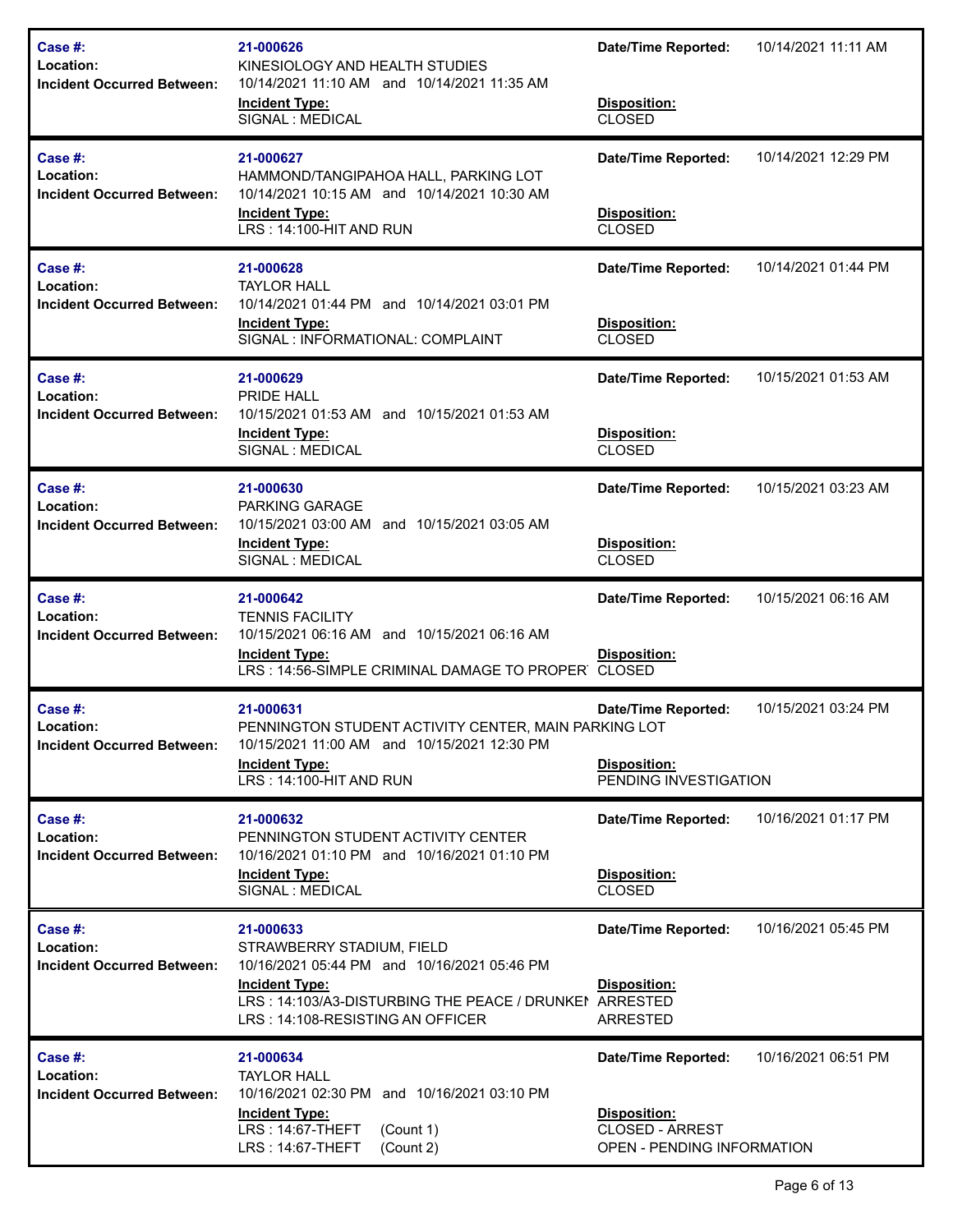| Case #: | 21-000626 | Date/Time Reported: | 10/14/2021 11:11 AM |
|---|---|---|---|
| Location: | KINESIOLOGY AND HEALTH STUDIES | | |
| Incident Occurred Between: | 10/14/2021 11:10 AM and 10/14/2021 11:35 AM | | |
| | **Incident Type:** | **Disposition:** | |
| | SIGNAL : MEDICAL | CLOSED | |

| Case #: | 21-000627 | Date/Time Reported: | 10/14/2021 12:29 PM |
|---|---|---|---|
| Location: | HAMMOND/TANGIPAHOA HALL, PARKING LOT | | |
| Incident Occurred Between: | 10/14/2021 10:15 AM and 10/14/2021 10:30 AM | | |
| | **Incident Type:** | **Disposition:** | |
| | LRS : 14:100-HIT AND RUN | CLOSED | |

| Case #: | 21-000628 | Date/Time Reported: | 10/14/2021 01:44 PM |
|---|---|---|---|
| Location: | TAYLOR HALL | | |
| Incident Occurred Between: | 10/14/2021 01:44 PM and 10/14/2021 03:01 PM | | |
| | **Incident Type:** | **Disposition:** | |
| | SIGNAL : INFORMATIONAL: COMPLAINT | CLOSED | |

| Case #: | 21-000629 | Date/Time Reported: | 10/15/2021 01:53 AM |
|---|---|---|---|
| Location: | PRIDE HALL | | |
| Incident Occurred Between: | 10/15/2021 01:53 AM and 10/15/2021 01:53 AM | | |
| | **Incident Type:** | **Disposition:** | |
| | SIGNAL : MEDICAL | CLOSED | |

| Case #: | 21-000630 | Date/Time Reported: | 10/15/2021 03:23 AM |
|---|---|---|---|
| Location: | PARKING GARAGE | | |
| Incident Occurred Between: | 10/15/2021 03:00 AM and 10/15/2021 03:05 AM | | |
| | **Incident Type:** | **Disposition:** | |
| | SIGNAL : MEDICAL | CLOSED | |

| Case #: | 21-000642 | Date/Time Reported: | 10/15/2021 06:16 AM |
|---|---|---|---|
| Location: | TENNIS FACILITY | | |
| Incident Occurred Between: | 10/15/2021 06:16 AM and 10/15/2021 06:16 AM | | |
| | **Incident Type:** | **Disposition:** | |
| | LRS : 14:56-SIMPLE CRIMINAL DAMAGE TO PROPER | CLOSED | |

| Case #: | 21-000631 | Date/Time Reported: | 10/15/2021 03:24 PM |
|---|---|---|---|
| Location: | PENNINGTON STUDENT ACTIVITY CENTER, MAIN PARKING LOT | | |
| Incident Occurred Between: | 10/15/2021 11:00 AM and 10/15/2021 12:30 PM | | |
| | **Incident Type:** | **Disposition:** | |
| | LRS : 14:100-HIT AND RUN | PENDING INVESTIGATION | |

| Case #: | 21-000632 | Date/Time Reported: | 10/16/2021 01:17 PM |
|---|---|---|---|
| Location: | PENNINGTON STUDENT ACTIVITY CENTER | | |
| Incident Occurred Between: | 10/16/2021 01:10 PM and 10/16/2021 01:10 PM | | |
| | **Incident Type:** | **Disposition:** | |
| | SIGNAL : MEDICAL | CLOSED | |

| Case #: | 21-000633 | Date/Time Reported: | 10/16/2021 05:45 PM |
|---|---|---|---|
| Location: | STRAWBERRY STADIUM, FIELD | | |
| Incident Occurred Between: | 10/16/2021 05:44 PM and 10/16/2021 05:46 PM | | |
| | **Incident Type:** | **Disposition:** | |
| | LRS : 14:103/A3-DISTURBING THE PEACE / DRUNKEI | ARRESTED | |
| | LRS : 14:108-RESISTING AN OFFICER | ARRESTED | |

| Case #: | 21-000634 | Date/Time Reported: | 10/16/2021 06:51 PM |
|---|---|---|---|
| Location: | TAYLOR HALL | | |
| Incident Occurred Between: | 10/16/2021 02:30 PM and 10/16/2021 03:10 PM | | |
| | **Incident Type:** | **Disposition:** | |
| | LRS : 14:67-THEFT (Count 1) | CLOSED - ARREST | |
| | LRS : 14:67-THEFT (Count 2) | OPEN - PENDING INFORMATION | |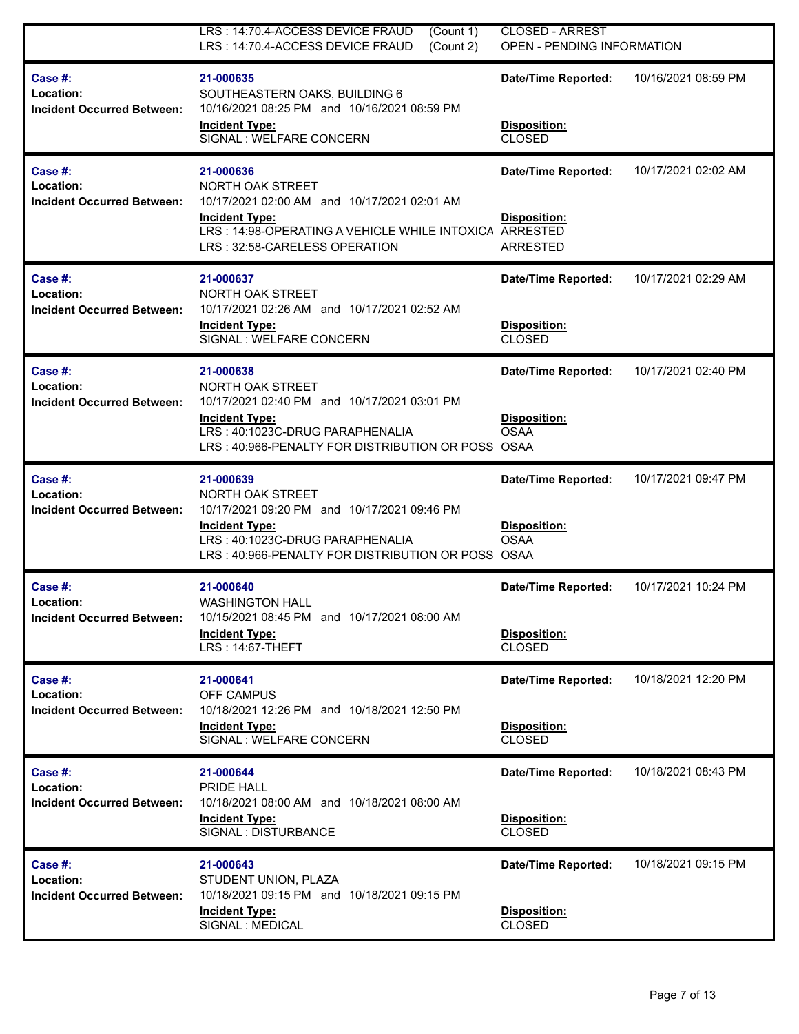| | | | |
|---|---|---|---|
| | LRS : 14:70.4-ACCESS DEVICE FRAUD (Count 1) | CLOSED - ARREST | |
| | LRS : 14:70.4-ACCESS DEVICE FRAUD (Count 2) | OPEN - PENDING INFORMATION | |

| | | | |
|---|---|---|---|
| **Case #:** | 21-000635 | **Date/Time Reported:** | 10/16/2021 08:59 PM |
| **Location:** | SOUTHEASTERN OAKS, BUILDING 6 | | |
| **Incident Occurred Between:** | 10/16/2021 08:25 PM and 10/16/2021 08:59 PM | | |
| | **Incident Type:** | **Disposition:** | |
| | SIGNAL : WELFARE CONCERN | CLOSED | |

| | | | |
|---|---|---|---|
| **Case #:** | 21-000636 | **Date/Time Reported:** | 10/17/2021 02:02 AM |
| **Location:** | NORTH OAK STREET | | |
| **Incident Occurred Between:** | 10/17/2021 02:00 AM and 10/17/2021 02:01 AM | | |
| | **Incident Type:** | **Disposition:** | |
| | LRS : 14:98-OPERATING A VEHICLE WHILE INTOXICA | ARRESTED | |
| | LRS : 32:58-CARELESS OPERATION | ARRESTED | |

| | | | |
|---|---|---|---|
| **Case #:** | 21-000637 | **Date/Time Reported:** | 10/17/2021 02:29 AM |
| **Location:** | NORTH OAK STREET | | |
| **Incident Occurred Between:** | 10/17/2021 02:26 AM and 10/17/2021 02:52 AM | | |
| | **Incident Type:** | **Disposition:** | |
| | SIGNAL : WELFARE CONCERN | CLOSED | |

| | | | |
|---|---|---|---|
| **Case #:** | 21-000638 | **Date/Time Reported:** | 10/17/2021 02:40 PM |
| **Location:** | NORTH OAK STREET | | |
| **Incident Occurred Between:** | 10/17/2021 02:40 PM and 10/17/2021 03:01 PM | | |
| | **Incident Type:** | **Disposition:** | |
| | LRS : 40:1023C-DRUG PARAPHENALIA | OSAA | |
| | LRS : 40:966-PENALTY FOR DISTRIBUTION OR POSS | OSAA | |

| | | | |
|---|---|---|---|
| **Case #:** | 21-000639 | **Date/Time Reported:** | 10/17/2021 09:47 PM |
| **Location:** | NORTH OAK STREET | | |
| **Incident Occurred Between:** | 10/17/2021 09:20 PM and 10/17/2021 09:46 PM | | |
| | **Incident Type:** | **Disposition:** | |
| | LRS : 40:1023C-DRUG PARAPHENALIA | OSAA | |
| | LRS : 40:966-PENALTY FOR DISTRIBUTION OR POSS | OSAA | |

| | | | |
|---|---|---|---|
| **Case #:** | 21-000640 | **Date/Time Reported:** | 10/17/2021 10:24 PM |
| **Location:** | WASHINGTON HALL | | |
| **Incident Occurred Between:** | 10/15/2021 08:45 PM and 10/17/2021 08:00 AM | | |
| | **Incident Type:** | **Disposition:** | |
| | LRS : 14:67-THEFT | CLOSED | |

| | | | |
|---|---|---|---|
| **Case #:** | 21-000641 | **Date/Time Reported:** | 10/18/2021 12:20 PM |
| **Location:** | OFF CAMPUS | | |
| **Incident Occurred Between:** | 10/18/2021 12:26 PM and 10/18/2021 12:50 PM | | |
| | **Incident Type:** | **Disposition:** | |
| | SIGNAL : WELFARE CONCERN | CLOSED | |

| | | | |
|---|---|---|---|
| **Case #:** | 21-000644 | **Date/Time Reported:** | 10/18/2021 08:43 PM |
| **Location:** | PRIDE HALL | | |
| **Incident Occurred Between:** | 10/18/2021 08:00 AM and 10/18/2021 08:00 AM | | |
| | **Incident Type:** | **Disposition:** | |
| | SIGNAL : DISTURBANCE | CLOSED | |

| | | | |
|---|---|---|---|
| **Case #:** | 21-000643 | **Date/Time Reported:** | 10/18/2021 09:15 PM |
| **Location:** | STUDENT UNION, PLAZA | | |
| **Incident Occurred Between:** | 10/18/2021 09:15 PM and 10/18/2021 09:15 PM | | |
| | **Incident Type:** | **Disposition:** | |
| | SIGNAL : MEDICAL | CLOSED | |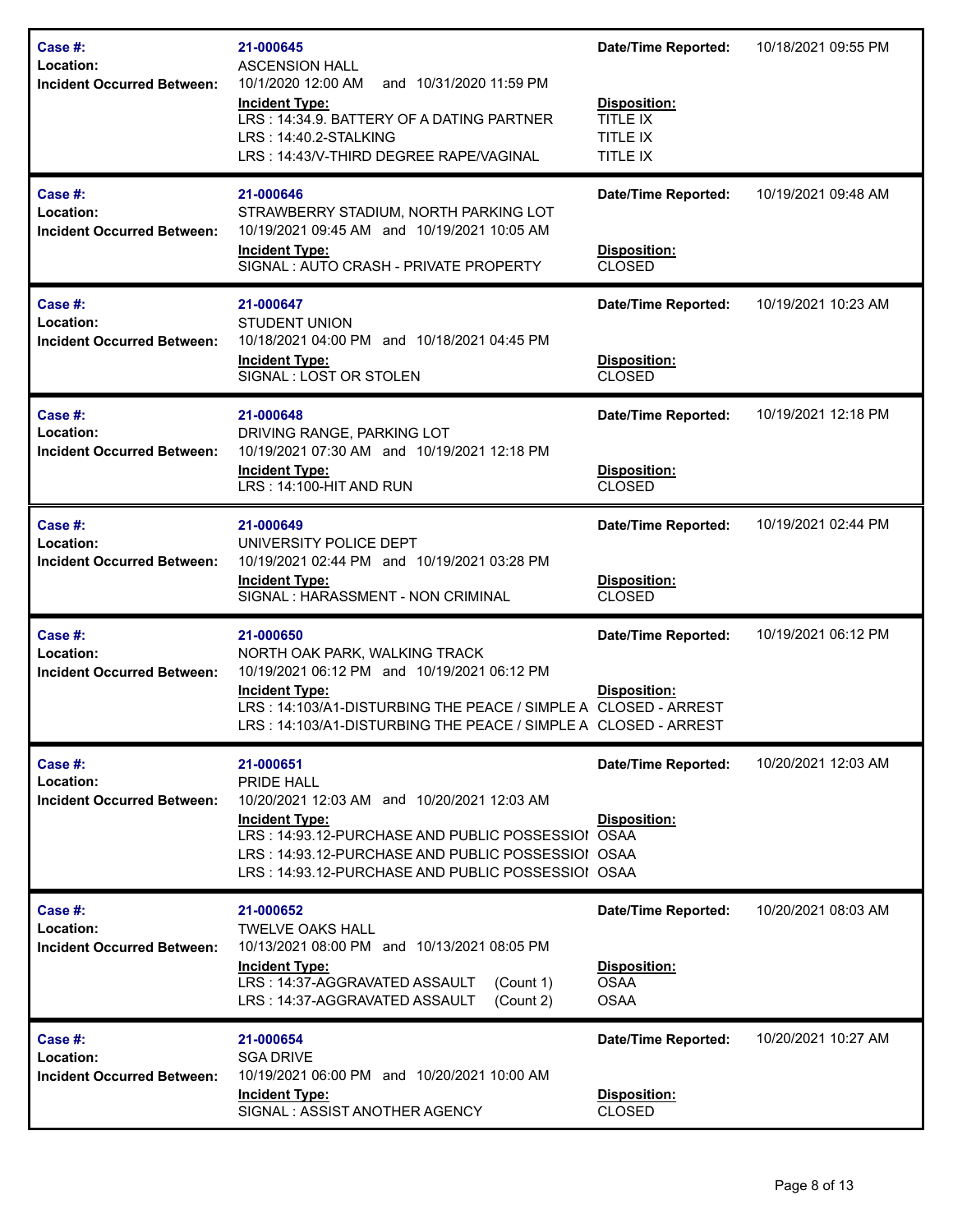| | | | |
|---|---|---|---|
| **Case #:** | **21-000645** | **Date/Time Reported:** | 10/18/2021 09:55 PM |
| **Location:** | ASCENSION HALL | | |
| **Incident Occurred Between:** | 10/1/2020 12:00 AM and 10/31/2020 11:59 PM | | |
| | **Incident Type:** | **Disposition:** | |
| | LRS : 14:34.9. BATTERY OF A DATING PARTNER | TITLE IX | |
| | LRS : 14:40.2-STALKING | TITLE IX | |
| | LRS : 14:43/V-THIRD DEGREE RAPE/VAGINAL | TITLE IX | |

| | | | |
|---|---|---|---|
| **Case #:** | **21-000646** | **Date/Time Reported:** | 10/19/2021 09:48 AM |
| **Location:** | STRAWBERRY STADIUM, NORTH PARKING LOT | | |
| **Incident Occurred Between:** | 10/19/2021 09:45 AM and 10/19/2021 10:05 AM | | |
| | **Incident Type:** | **Disposition:** | |
| | SIGNAL : AUTO CRASH - PRIVATE PROPERTY | CLOSED | |

| | | | |
|---|---|---|---|
| **Case #:** | **21-000647** | **Date/Time Reported:** | 10/19/2021 10:23 AM |
| **Location:** | STUDENT UNION | | |
| **Incident Occurred Between:** | 10/18/2021 04:00 PM and 10/18/2021 04:45 PM | | |
| | **Incident Type:** | **Disposition:** | |
| | SIGNAL : LOST OR STOLEN | CLOSED | |

| | | | |
|---|---|---|---|
| **Case #:** | **21-000648** | **Date/Time Reported:** | 10/19/2021 12:18 PM |
| **Location:** | DRIVING RANGE, PARKING LOT | | |
| **Incident Occurred Between:** | 10/19/2021 07:30 AM and 10/19/2021 12:18 PM | | |
| | **Incident Type:** | **Disposition:** | |
| | LRS : 14:100-HIT AND RUN | CLOSED | |

| | | | |
|---|---|---|---|
| **Case #:** | **21-000649** | **Date/Time Reported:** | 10/19/2021 02:44 PM |
| **Location:** | UNIVERSITY POLICE DEPT | | |
| **Incident Occurred Between:** | 10/19/2021 02:44 PM and 10/19/2021 03:28 PM | | |
| | **Incident Type:** | **Disposition:** | |
| | SIGNAL : HARASSMENT - NON CRIMINAL | CLOSED | |

| | | | |
|---|---|---|---|
| **Case #:** | **21-000650** | **Date/Time Reported:** | 10/19/2021 06:12 PM |
| **Location:** | NORTH OAK PARK, WALKING TRACK | | |
| **Incident Occurred Between:** | 10/19/2021 06:12 PM and 10/19/2021 06:12 PM | | |
| | **Incident Type:** | **Disposition:** | |
| | LRS : 14:103/A1-DISTURBING THE PEACE / SIMPLE A | CLOSED - ARREST | |
| | LRS : 14:103/A1-DISTURBING THE PEACE / SIMPLE A | CLOSED - ARREST | |

| | | | |
|---|---|---|---|
| **Case #:** | **21-000651** | **Date/Time Reported:** | 10/20/2021 12:03 AM |
| **Location:** | PRIDE HALL | | |
| **Incident Occurred Between:** | 10/20/2021 12:03 AM and 10/20/2021 12:03 AM | | |
| | **Incident Type:** | **Disposition:** | |
| | LRS : 14:93.12-PURCHASE AND PUBLIC POSSESSIOI | OSAA | |
| | LRS : 14:93.12-PURCHASE AND PUBLIC POSSESSIOI | OSAA | |
| | LRS : 14:93.12-PURCHASE AND PUBLIC POSSESSIOI | OSAA | |

| | | | |
|---|---|---|---|
| **Case #:** | **21-000652** | **Date/Time Reported:** | 10/20/2021 08:03 AM |
| **Location:** | TWELVE OAKS HALL | | |
| **Incident Occurred Between:** | 10/13/2021 08:00 PM and 10/13/2021 08:05 PM | | |
| | **Incident Type:** | **Disposition:** | |
| | LRS : 14:37-AGGRAVATED ASSAULT (Count 1) | OSAA | |
| | LRS : 14:37-AGGRAVATED ASSAULT (Count 2) | OSAA | |

| | | | |
|---|---|---|---|
| **Case #:** | **21-000654** | **Date/Time Reported:** | 10/20/2021 10:27 AM |
| **Location:** | SGA DRIVE | | |
| **Incident Occurred Between:** | 10/19/2021 06:00 PM and 10/20/2021 10:00 AM | | |
| | **Incident Type:** | **Disposition:** | |
| | SIGNAL : ASSIST ANOTHER AGENCY | CLOSED | |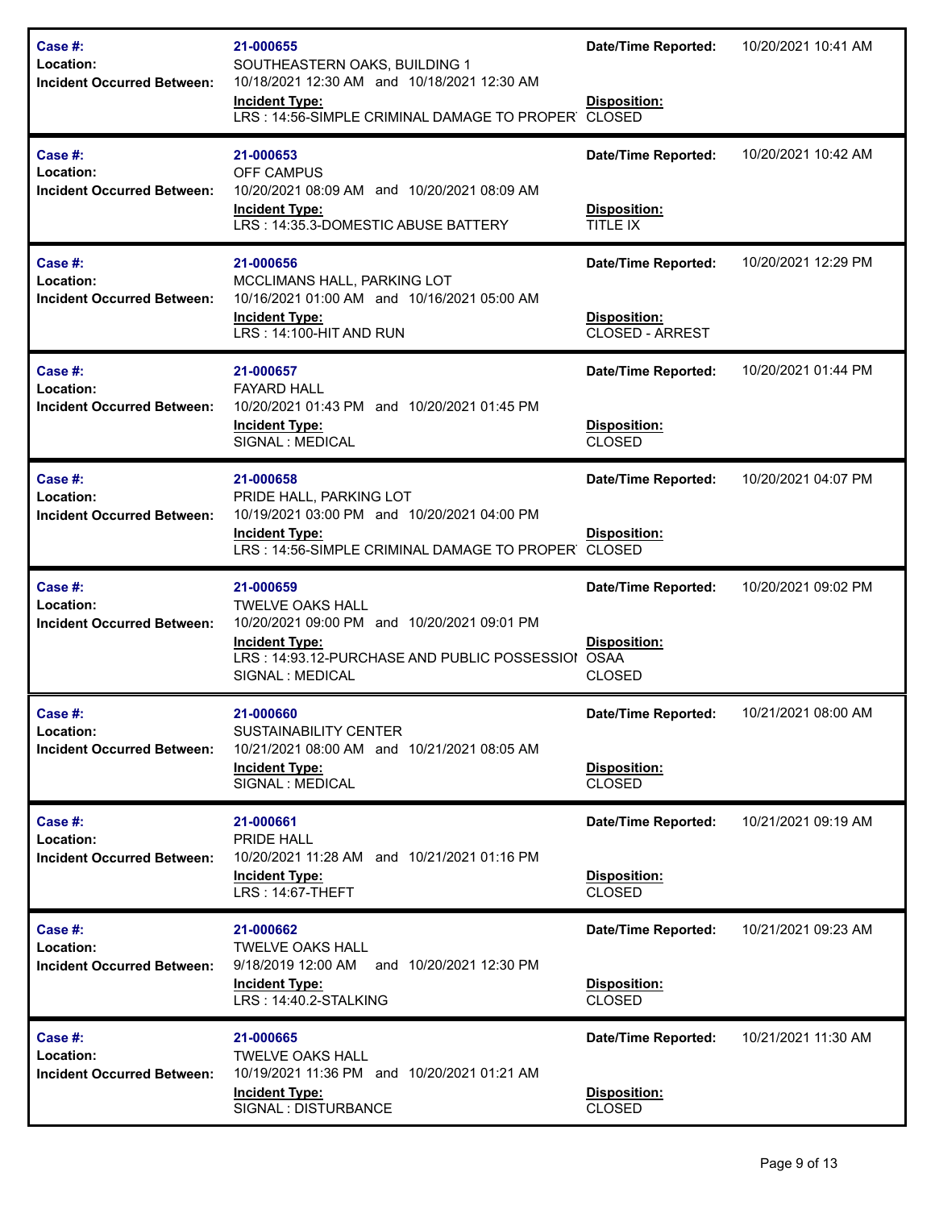| Case #: | 21-000655 | Date/Time Reported: | 10/20/2021 10:41 AM |
|---|---|---|---|
| Location: | SOUTHEASTERN OAKS, BUILDING 1 | | |
| Incident Occurred Between: | 10/18/2021 12:30 AM and 10/18/2021 12:30 AM | | |
| | **Incident Type:** LRS : 14:56-SIMPLE CRIMINAL DAMAGE TO PROPER | **Disposition:** CLOSED | |

| Case #: | 21-000653 | Date/Time Reported: | 10/20/2021 10:42 AM |
|---|---|---|---|
| Location: | OFF CAMPUS | | |
| Incident Occurred Between: | 10/20/2021 08:09 AM and 10/20/2021 08:09 AM | | |
| | **Incident Type:** LRS : 14:35.3-DOMESTIC ABUSE BATTERY | **Disposition:** TITLE IX | |

| Case #: | 21-000656 | Date/Time Reported: | 10/20/2021 12:29 PM |
|---|---|---|---|
| Location: | MCCLIMANS HALL, PARKING LOT | | |
| Incident Occurred Between: | 10/16/2021 01:00 AM and 10/16/2021 05:00 AM | | |
| | **Incident Type:** LRS : 14:100-HIT AND RUN | **Disposition:** CLOSED - ARREST | |

| Case #: | 21-000657 | Date/Time Reported: | 10/20/2021 01:44 PM |
|---|---|---|---|
| Location: | FAYARD HALL | | |
| Incident Occurred Between: | 10/20/2021 01:43 PM and 10/20/2021 01:45 PM | | |
| | **Incident Type:** SIGNAL : MEDICAL | **Disposition:** CLOSED | |

| Case #: | 21-000658 | Date/Time Reported: | 10/20/2021 04:07 PM |
|---|---|---|---|
| Location: | PRIDE HALL, PARKING LOT | | |
| Incident Occurred Between: | 10/19/2021 03:00 PM and 10/20/2021 04:00 PM | | |
| | **Incident Type:** LRS : 14:56-SIMPLE CRIMINAL DAMAGE TO PROPER | **Disposition:** CLOSED | |

| Case #: | 21-000659 | Date/Time Reported: | 10/20/2021 09:02 PM |
|---|---|---|---|
| Location: | TWELVE OAKS HALL | | |
| Incident Occurred Between: | 10/20/2021 09:00 PM and 10/20/2021 09:01 PM | | |
| | **Incident Type:** LRS : 14:93.12-PURCHASE AND PUBLIC POSSESSIOI SIGNAL : MEDICAL | **Disposition:** OSAA CLOSED | |

| Case #: | 21-000660 | Date/Time Reported: | 10/21/2021 08:00 AM |
|---|---|---|---|
| Location: | SUSTAINABILITY CENTER | | |
| Incident Occurred Between: | 10/21/2021 08:00 AM and 10/21/2021 08:05 AM | | |
| | **Incident Type:** SIGNAL : MEDICAL | **Disposition:** CLOSED | |

| Case #: | 21-000661 | Date/Time Reported: | 10/21/2021 09:19 AM |
|---|---|---|---|
| Location: | PRIDE HALL | | |
| Incident Occurred Between: | 10/20/2021 11:28 AM and 10/21/2021 01:16 PM | | |
| | **Incident Type:** LRS : 14:67-THEFT | **Disposition:** CLOSED | |

| Case #: | 21-000662 | Date/Time Reported: | 10/21/2021 09:23 AM |
|---|---|---|---|
| Location: | TWELVE OAKS HALL | | |
| Incident Occurred Between: | 9/18/2019 12:00 AM and 10/20/2021 12:30 PM | | |
| | **Incident Type:** LRS : 14:40.2-STALKING | **Disposition:** CLOSED | |

| Case #: | 21-000665 | Date/Time Reported: | 10/21/2021 11:30 AM |
|---|---|---|---|
| Location: | TWELVE OAKS HALL | | |
| Incident Occurred Between: | 10/19/2021 11:36 PM and 10/20/2021 01:21 AM | | |
| | **Incident Type:** SIGNAL : DISTURBANCE | **Disposition:** CLOSED | |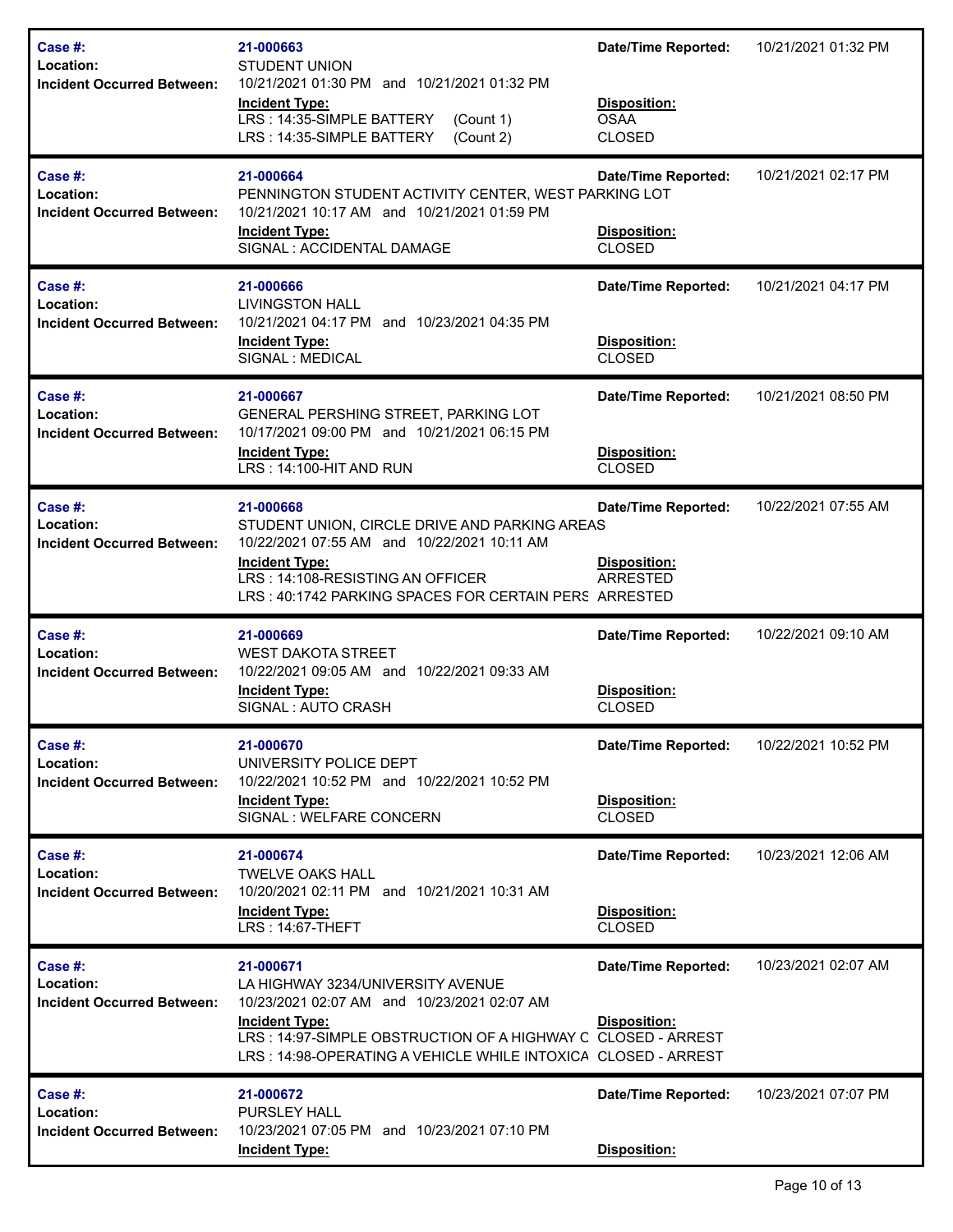| | | | |
|---|---|---|---|
| **Case #:** | **21-000663** | **Date/Time Reported:** | 10/21/2021 01:32 PM |
| **Location:** | STUDENT UNION | | |
| **Incident Occurred Between:** | 10/21/2021 01:30 PM and 10/21/2021 01:32 PM | | |
| | **Incident Type:** | **Disposition:** | |
| | LRS : 14:35-SIMPLE BATTERY (Count 1) | OSAA | |
| | LRS : 14:35-SIMPLE BATTERY (Count 2) | CLOSED | |

| | | | |
|---|---|---|---|
| **Case #:** | **21-000664** | **Date/Time Reported:** | 10/21/2021 02:17 PM |
| **Location:** | PENNINGTON STUDENT ACTIVITY CENTER, WEST PARKING LOT | | |
| **Incident Occurred Between:** | 10/21/2021 10:17 AM and 10/21/2021 01:59 PM | | |
| | **Incident Type:** | **Disposition:** | |
| | SIGNAL : ACCIDENTAL DAMAGE | CLOSED | |

| | | | |
|---|---|---|---|
| **Case #:** | **21-000666** | **Date/Time Reported:** | 10/21/2021 04:17 PM |
| **Location:** | LIVINGSTON HALL | | |
| **Incident Occurred Between:** | 10/21/2021 04:17 PM and 10/23/2021 04:35 PM | | |
| | **Incident Type:** | **Disposition:** | |
| | SIGNAL : MEDICAL | CLOSED | |

| | | | |
|---|---|---|---|
| **Case #:** | **21-000667** | **Date/Time Reported:** | 10/21/2021 08:50 PM |
| **Location:** | GENERAL PERSHING STREET, PARKING LOT | | |
| **Incident Occurred Between:** | 10/17/2021 09:00 PM and 10/21/2021 06:15 PM | | |
| | **Incident Type:** | **Disposition:** | |
| | LRS : 14:100-HIT AND RUN | CLOSED | |

| | | | |
|---|---|---|---|
| **Case #:** | **21-000668** | **Date/Time Reported:** | 10/22/2021 07:55 AM |
| **Location:** | STUDENT UNION, CIRCLE DRIVE AND PARKING AREAS | | |
| **Incident Occurred Between:** | 10/22/2021 07:55 AM and 10/22/2021 10:11 AM | | |
| | **Incident Type:** | **Disposition:** | |
| | LRS : 14:108-RESISTING AN OFFICER | ARRESTED | |
| | LRS : 40:1742 PARKING SPACES FOR CERTAIN PERS | ARRESTED | |

| | | | |
|---|---|---|---|
| **Case #:** | **21-000669** | **Date/Time Reported:** | 10/22/2021 09:10 AM |
| **Location:** | WEST DAKOTA STREET | | |
| **Incident Occurred Between:** | 10/22/2021 09:05 AM and 10/22/2021 09:33 AM | | |
| | **Incident Type:** | **Disposition:** | |
| | SIGNAL : AUTO CRASH | CLOSED | |

| | | | |
|---|---|---|---|
| **Case #:** | **21-000670** | **Date/Time Reported:** | 10/22/2021 10:52 PM |
| **Location:** | UNIVERSITY POLICE DEPT | | |
| **Incident Occurred Between:** | 10/22/2021 10:52 PM and 10/22/2021 10:52 PM | | |
| | **Incident Type:** | **Disposition:** | |
| | SIGNAL : WELFARE CONCERN | CLOSED | |

| | | | |
|---|---|---|---|
| **Case #:** | **21-000674** | **Date/Time Reported:** | 10/23/2021 12:06 AM |
| **Location:** | TWELVE OAKS HALL | | |
| **Incident Occurred Between:** | 10/20/2021 02:11 PM and 10/21/2021 10:31 AM | | |
| | **Incident Type:** | **Disposition:** | |
| | LRS : 14:67-THEFT | CLOSED | |

| | | | |
|---|---|---|---|
| **Case #:** | **21-000671** | **Date/Time Reported:** | 10/23/2021 02:07 AM |
| **Location:** | LA HIGHWAY 3234/UNIVERSITY AVENUE | | |
| **Incident Occurred Between:** | 10/23/2021 02:07 AM and 10/23/2021 02:07 AM | | |
| | **Incident Type:** | **Disposition:** | |
| | LRS : 14:97-SIMPLE OBSTRUCTION OF A HIGHWAY C | CLOSED - ARREST | |
| | LRS : 14:98-OPERATING A VEHICLE WHILE INTOXICA | CLOSED - ARREST | |

| | | | |
|---|---|---|---|
| **Case #:** | **21-000672** | **Date/Time Reported:** | 10/23/2021 07:07 PM |
| **Location:** | PURSLEY HALL | | |
| **Incident Occurred Between:** | 10/23/2021 07:05 PM and 10/23/2021 07:10 PM | | |
| | **Incident Type:** | **Disposition:** | |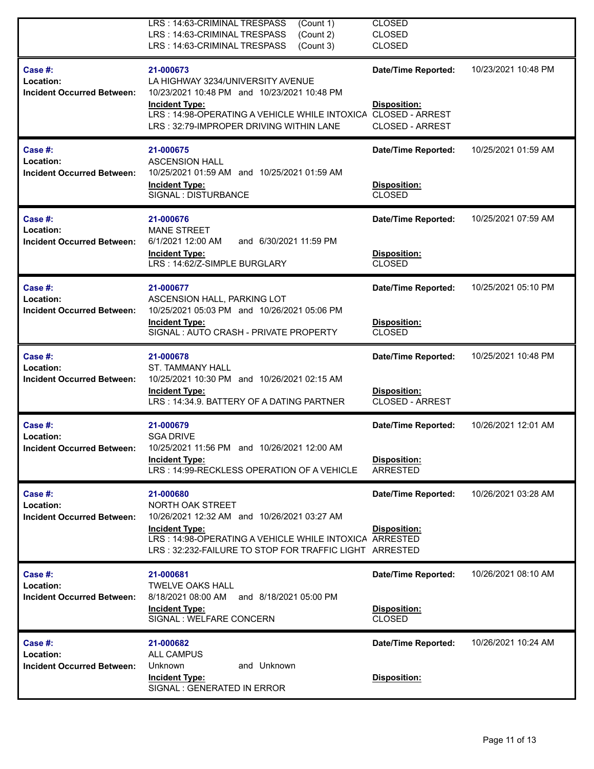| | | | |
|---|---|---|---|
| | LRS : 14:63-CRIMINAL TRESPASS (Count 1) | CLOSED | |
| | LRS : 14:63-CRIMINAL TRESPASS (Count 2) | CLOSED | |
| | LRS : 14:63-CRIMINAL TRESPASS (Count 3) | CLOSED | |

| | | | |
|---|---|---|---|
| **Case #:** | 21-000673 | **Date/Time Reported:** | 10/23/2021 10:48 PM |
| **Location:** | LA HIGHWAY 3234/UNIVERSITY AVENUE | | |
| **Incident Occurred Between:** | 10/23/2021 10:48 PM and 10/23/2021 10:48 PM | | |
| | **Incident Type:** | **Disposition:** | |
| | LRS : 14:98-OPERATING A VEHICLE WHILE INTOXICA | CLOSED - ARREST | |
| | LRS : 32:79-IMPROPER DRIVING WITHIN LANE | CLOSED - ARREST | |

| | | | |
|---|---|---|---|
| **Case #:** | 21-000675 | **Date/Time Reported:** | 10/25/2021 01:59 AM |
| **Location:** | ASCENSION HALL | | |
| **Incident Occurred Between:** | 10/25/2021 01:59 AM and 10/25/2021 01:59 AM | | |
| | **Incident Type:** | **Disposition:** | |
| | SIGNAL : DISTURBANCE | CLOSED | |

| | | | |
|---|---|---|---|
| **Case #:** | 21-000676 | **Date/Time Reported:** | 10/25/2021 07:59 AM |
| **Location:** | MANE STREET | | |
| **Incident Occurred Between:** | 6/1/2021 12:00 AM and 6/30/2021 11:59 PM | | |
| | **Incident Type:** | **Disposition:** | |
| | LRS : 14:62/Z-SIMPLE BURGLARY | CLOSED | |

| | | | |
|---|---|---|---|
| **Case #:** | 21-000677 | **Date/Time Reported:** | 10/25/2021 05:10 PM |
| **Location:** | ASCENSION HALL, PARKING LOT | | |
| **Incident Occurred Between:** | 10/25/2021 05:03 PM and 10/26/2021 05:06 PM | | |
| | **Incident Type:** | **Disposition:** | |
| | SIGNAL : AUTO CRASH - PRIVATE PROPERTY | CLOSED | |

| | | | |
|---|---|---|---|
| **Case #:** | 21-000678 | **Date/Time Reported:** | 10/25/2021 10:48 PM |
| **Location:** | ST. TAMMANY HALL | | |
| **Incident Occurred Between:** | 10/25/2021 10:30 PM and 10/26/2021 02:15 AM | | |
| | **Incident Type:** | **Disposition:** | |
| | LRS : 14:34.9. BATTERY OF A DATING PARTNER | CLOSED - ARREST | |

| | | | |
|---|---|---|---|
| **Case #:** | 21-000679 | **Date/Time Reported:** | 10/26/2021 12:01 AM |
| **Location:** | SGA DRIVE | | |
| **Incident Occurred Between:** | 10/25/2021 11:56 PM and 10/26/2021 12:00 AM | | |
| | **Incident Type:** | **Disposition:** | |
| | LRS : 14:99-RECKLESS OPERATION OF A VEHICLE | ARRESTED | |

| | | | |
|---|---|---|---|
| **Case #:** | 21-000680 | **Date/Time Reported:** | 10/26/2021 03:28 AM |
| **Location:** | NORTH OAK STREET | | |
| **Incident Occurred Between:** | 10/26/2021 12:32 AM and 10/26/2021 03:27 AM | | |
| | **Incident Type:** | **Disposition:** | |
| | LRS : 14:98-OPERATING A VEHICLE WHILE INTOXICA | ARRESTED | |
| | LRS : 32:232-FAILURE TO STOP FOR TRAFFIC LIGHT | ARRESTED | |

| | | | |
|---|---|---|---|
| **Case #:** | 21-000681 | **Date/Time Reported:** | 10/26/2021 08:10 AM |
| **Location:** | TWELVE OAKS HALL | | |
| **Incident Occurred Between:** | 8/18/2021 08:00 AM and 8/18/2021 05:00 PM | | |
| | **Incident Type:** | **Disposition:** | |
| | SIGNAL : WELFARE CONCERN | CLOSED | |

| | | | |
|---|---|---|---|
| **Case #:** | 21-000682 | **Date/Time Reported:** | 10/26/2021 10:24 AM |
| **Location:** | ALL CAMPUS | | |
| **Incident Occurred Between:** | Unknown and Unknown | | |
| | **Incident Type:** | **Disposition:** | |
| | SIGNAL : GENERATED IN ERROR | | |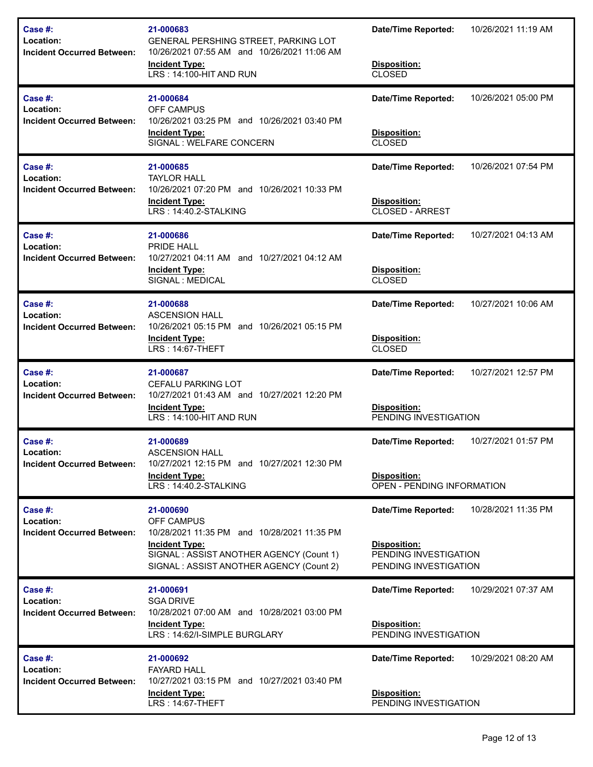| Case #: | Location: | Incident Occurred Between: | Incident Type: | Date/Time Reported: | Disposition: |
|---|---|---|---|---|---|
| 21-000683 | GENERAL PERSHING STREET, PARKING LOT | 10/26/2021 07:55 AM and 10/26/2021 11:06 AM | LRS : 14:100-HIT AND RUN | 10/26/2021 11:19 AM | CLOSED |
| 21-000684 | OFF CAMPUS | 10/26/2021 03:25 PM and 10/26/2021 03:40 PM | SIGNAL : WELFARE CONCERN | 10/26/2021 05:00 PM | CLOSED |
| 21-000685 | TAYLOR HALL | 10/26/2021 07:20 PM and 10/26/2021 10:33 PM | LRS : 14:40.2-STALKING | 10/26/2021 07:54 PM | CLOSED - ARREST |
| 21-000686 | PRIDE HALL | 10/27/2021 04:11 AM and 10/27/2021 04:12 AM | SIGNAL : MEDICAL | 10/27/2021 04:13 AM | CLOSED |
| 21-000688 | ASCENSION HALL | 10/26/2021 05:15 PM and 10/26/2021 05:15 PM | LRS : 14:67-THEFT | 10/27/2021 10:06 AM | CLOSED |
| 21-000687 | CEFALU PARKING LOT | 10/27/2021 01:43 AM and 10/27/2021 12:20 PM | LRS : 14:100-HIT AND RUN | 10/27/2021 12:57 PM | PENDING INVESTIGATION |
| 21-000689 | ASCENSION HALL | 10/27/2021 12:15 PM and 10/27/2021 12:30 PM | LRS : 14:40.2-STALKING | 10/27/2021 01:57 PM | OPEN - PENDING INFORMATION |
| 21-000690 | OFF CAMPUS | 10/28/2021 11:35 PM and 10/28/2021 11:35 PM | SIGNAL : ASSIST ANOTHER AGENCY (Count 1)<br>SIGNAL : ASSIST ANOTHER AGENCY (Count 2) | 10/28/2021 11:35 PM | PENDING INVESTIGATION<br>PENDING INVESTIGATION |
| 21-000691 | SGA DRIVE | 10/28/2021 07:00 AM and 10/28/2021 03:00 PM | LRS : 14:62/I-SIMPLE BURGLARY | 10/29/2021 07:37 AM | PENDING INVESTIGATION |
| 21-000692 | FAYARD HALL | 10/27/2021 03:15 PM and 10/27/2021 03:40 PM | LRS : 14:67-THEFT | 10/29/2021 08:20 AM | PENDING INVESTIGATION |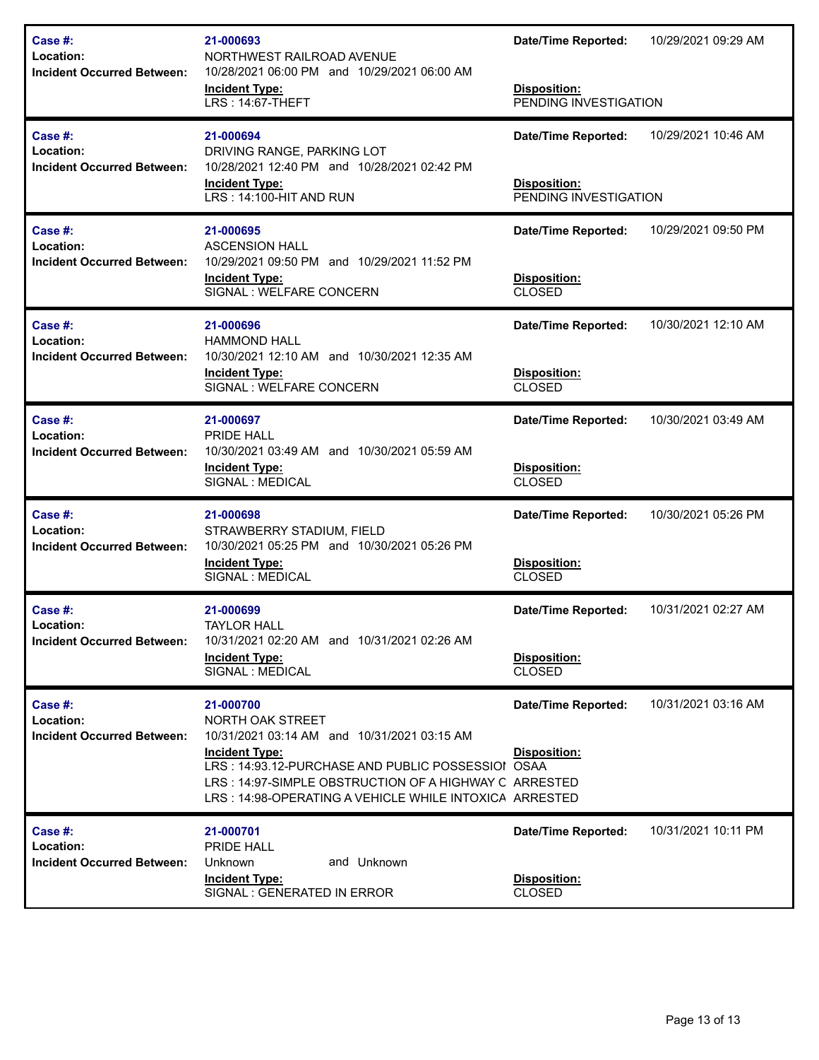| | | | |
|---|---|---|---|
| **Case #:** | **21-000693** | **Date/Time Reported:** | 10/29/2021 09:29 AM |
| **Location:** | NORTHWEST RAILROAD AVENUE | | |
| **Incident Occurred Between:** | 10/28/2021 06:00 PM and 10/29/2021 06:00 AM | | |
| | **Incident Type:** | **Disposition:** | |
| | LRS : 14:67-THEFT | PENDING INVESTIGATION | |

| | | | |
|---|---|---|---|
| **Case #:** | **21-000694** | **Date/Time Reported:** | 10/29/2021 10:46 AM |
| **Location:** | DRIVING RANGE, PARKING LOT | | |
| **Incident Occurred Between:** | 10/28/2021 12:40 PM and 10/28/2021 02:42 PM | | |
| | **Incident Type:** | **Disposition:** | |
| | LRS : 14:100-HIT AND RUN | PENDING INVESTIGATION | |

| | | | |
|---|---|---|---|
| **Case #:** | **21-000695** | **Date/Time Reported:** | 10/29/2021 09:50 PM |
| **Location:** | ASCENSION HALL | | |
| **Incident Occurred Between:** | 10/29/2021 09:50 PM and 10/29/2021 11:52 PM | | |
| | **Incident Type:** | **Disposition:** | |
| | SIGNAL : WELFARE CONCERN | CLOSED | |

| | | | |
|---|---|---|---|
| **Case #:** | **21-000696** | **Date/Time Reported:** | 10/30/2021 12:10 AM |
| **Location:** | HAMMOND HALL | | |
| **Incident Occurred Between:** | 10/30/2021 12:10 AM and 10/30/2021 12:35 AM | | |
| | **Incident Type:** | **Disposition:** | |
| | SIGNAL : WELFARE CONCERN | CLOSED | |

| | | | |
|---|---|---|---|
| **Case #:** | **21-000697** | **Date/Time Reported:** | 10/30/2021 03:49 AM |
| **Location:** | PRIDE HALL | | |
| **Incident Occurred Between:** | 10/30/2021 03:49 AM and 10/30/2021 05:59 AM | | |
| | **Incident Type:** | **Disposition:** | |
| | SIGNAL : MEDICAL | CLOSED | |

| | | | |
|---|---|---|---|
| **Case #:** | **21-000698** | **Date/Time Reported:** | 10/30/2021 05:26 PM |
| **Location:** | STRAWBERRY STADIUM, FIELD | | |
| **Incident Occurred Between:** | 10/30/2021 05:25 PM and 10/30/2021 05:26 PM | | |
| | **Incident Type:** | **Disposition:** | |
| | SIGNAL : MEDICAL | CLOSED | |

| | | | |
|---|---|---|---|
| **Case #:** | **21-000699** | **Date/Time Reported:** | 10/31/2021 02:27 AM |
| **Location:** | TAYLOR HALL | | |
| **Incident Occurred Between:** | 10/31/2021 02:20 AM and 10/31/2021 02:26 AM | | |
| | **Incident Type:** | **Disposition:** | |
| | SIGNAL : MEDICAL | CLOSED | |

| | | | |
|---|---|---|---|
| **Case #:** | **21-000700** | **Date/Time Reported:** | 10/31/2021 03:16 AM |
| **Location:** | NORTH OAK STREET | | |
| **Incident Occurred Between:** | 10/31/2021 03:14 AM and 10/31/2021 03:15 AM | | |
| | **Incident Type:** | **Disposition:** | |
| | LRS : 14:93.12-PURCHASE AND PUBLIC POSSESSIOI | OSAA | |
| | LRS : 14:97-SIMPLE OBSTRUCTION OF A HIGHWAY C | ARRESTED | |
| | LRS : 14:98-OPERATING A VEHICLE WHILE INTOXICA | ARRESTED | |

| | | | |
|---|---|---|---|
| **Case #:** | **21-000701** | **Date/Time Reported:** | 10/31/2021 10:11 PM |
| **Location:** | PRIDE HALL | | |
| **Incident Occurred Between:** | Unknown and Unknown | | |
| | **Incident Type:** | **Disposition:** | |
| | SIGNAL : GENERATED IN ERROR | CLOSED | |